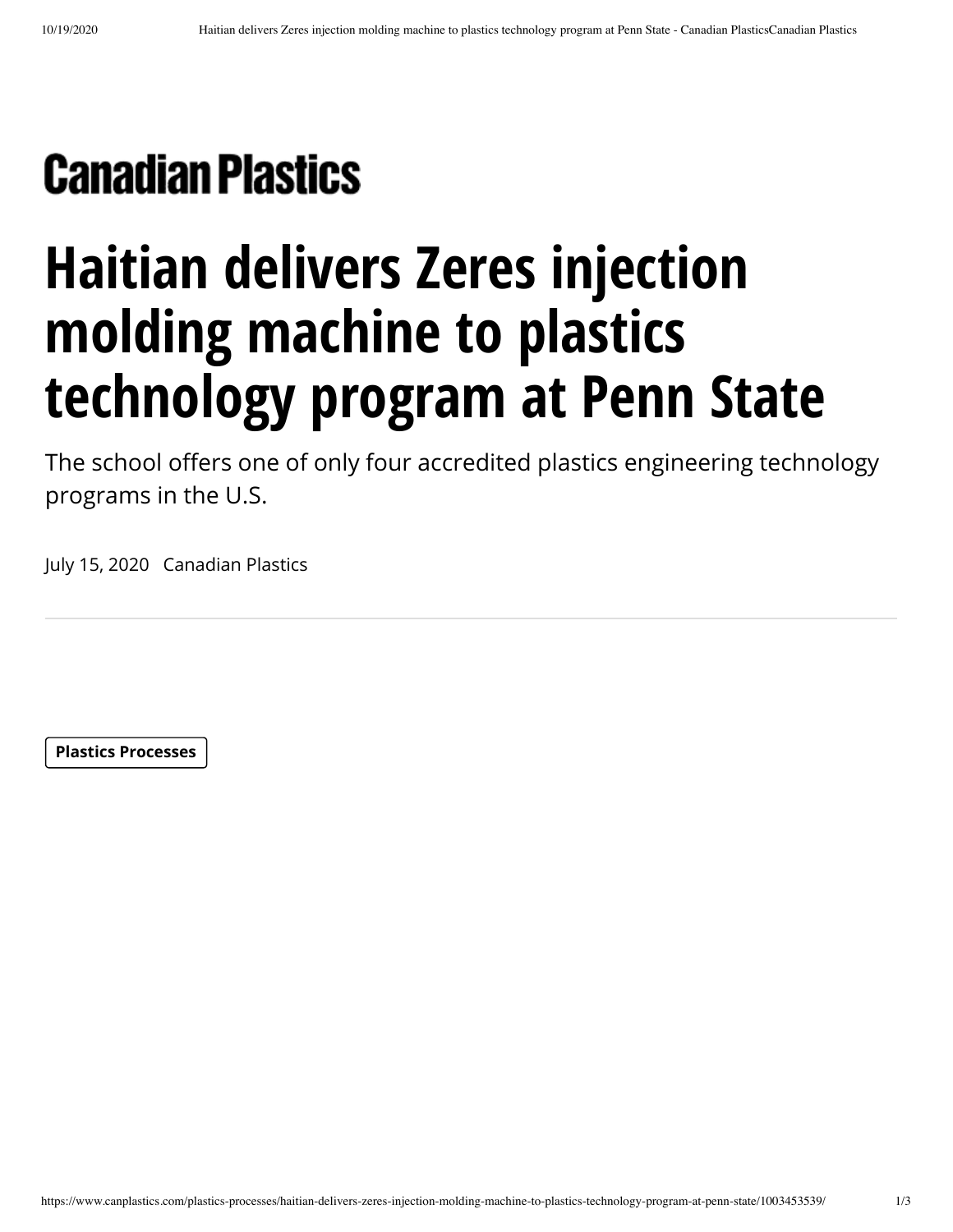Canadian Plastics

# Haitian delivers Zeres injection molding machine to plastics technology program at Penn State

The school offers one of only four accredited plastics engineering technology programs in the U.S.

July 15, 2020 Canadian Plastics

---

**Plastics Processes**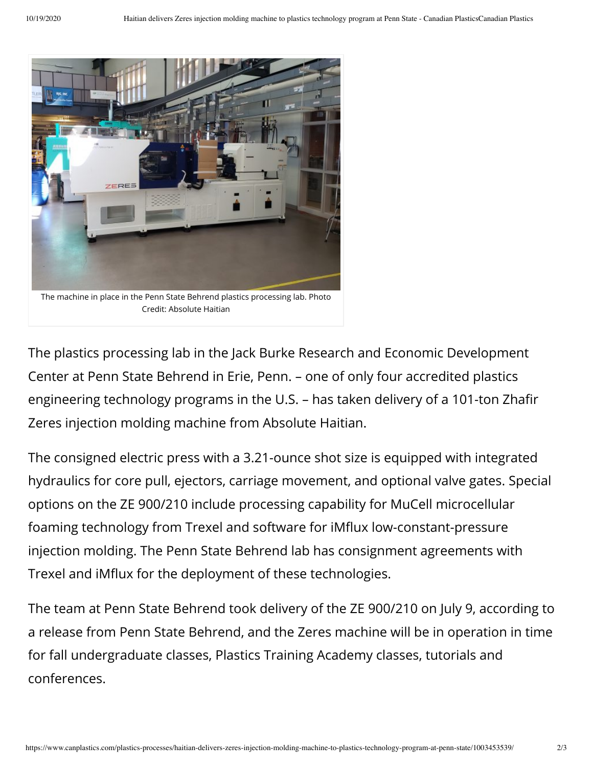The machine in place in the Penn State Behrend plastics processing lab. Photo Credit: Absolute Haitian

The plastics processing lab in the Jack Burke Research and Economic Development Center at Penn State Behrend in Erie, Penn. – one of only four accredited plastics engineering technology programs in the U.S. – has taken delivery of a 101-ton Zhafir Zeres injection molding machine from Absolute Haitian.

The consigned electric press with a 3.21-ounce shot size is equipped with integrated hydraulics for core pull, ejectors, carriage movement, and optional valve gates. Special options on the ZE 900/210 include processing capability for MuCell microcellular foaming technology from Trexel and software for iMflux low-constant-pressure injection molding. The Penn State Behrend lab has consignment agreements with Trexel and iMflux for the deployment of these technologies.

The team at Penn State Behrend took delivery of the ZE 900/210 on July 9, according to a release from Penn State Behrend, and the Zeres machine will be in operation in time for fall undergraduate classes, Plastics Training Academy classes, tutorials and conferences.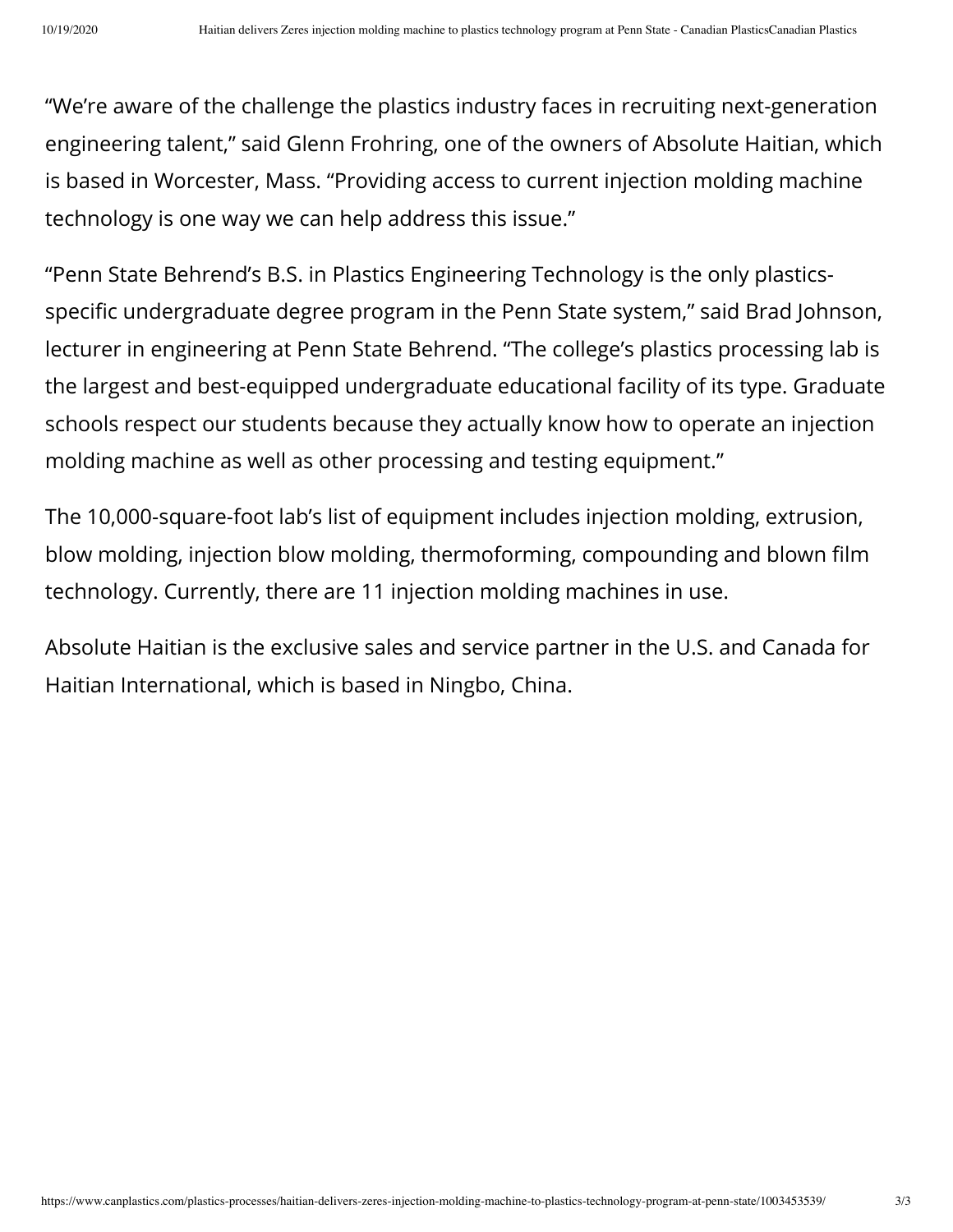"We're aware of the challenge the plastics industry faces in recruiting next-generation engineering talent," said Glenn Frohring, one of the owners of Absolute Haitian, which is based in Worcester, Mass. "Providing access to current injection molding machine technology is one way we can help address this issue."

"Penn State Behrend's B.S. in Plastics Engineering Technology is the only plastics-specific undergraduate degree program in the Penn State system," said Brad Johnson, lecturer in engineering at Penn State Behrend. "The college's plastics processing lab is the largest and best-equipped undergraduate educational facility of its type. Graduate schools respect our students because they actually know how to operate an injection molding machine as well as other processing and testing equipment."

The 10,000-square-foot lab's list of equipment includes injection molding, extrusion, blow molding, injection blow molding, thermoforming, compounding and blown film technology. Currently, there are 11 injection molding machines in use.

Absolute Haitian is the exclusive sales and service partner in the U.S. and Canada for Haitian International, which is based in Ningbo, China.